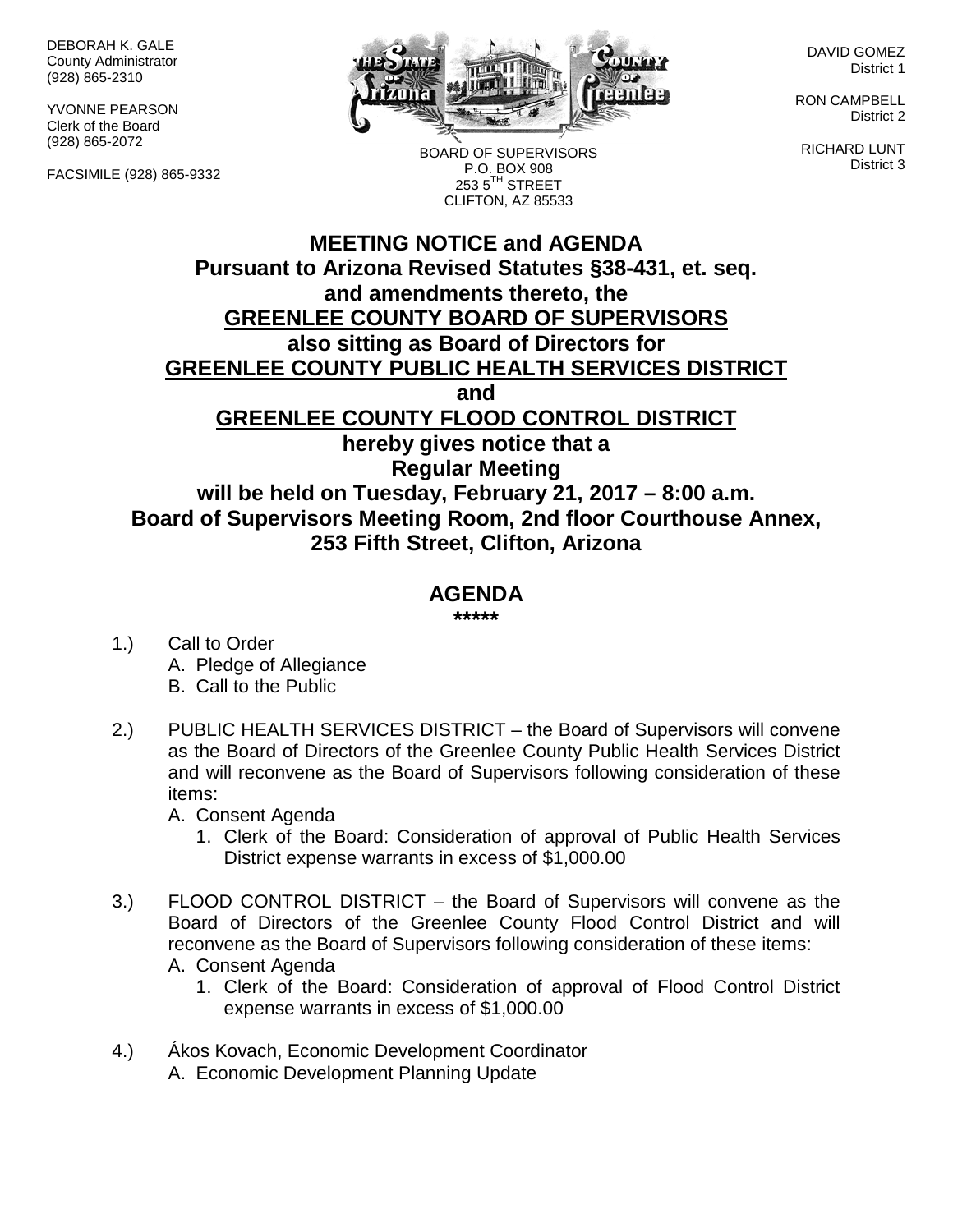DEBORAH K. GALE
County Administrator
(928) 865-2310

YVONNE PEARSON
Clerk of the Board
(928) 865-2072

FACSIMILE (928) 865-9332

BOARD OF SUPERVISORS
P.O. BOX 908
253 5TH STREET
CLIFTON, AZ 85533

DAVID GOMEZ
District 1

RON CAMPBELL
District 2

RICHARD LUNT
District 3

# MEETING NOTICE and AGENDA

**Pursuant to Arizona Revised Statutes §38-431, et. seq.**
**and amendments thereto, the**
**GREENLEE COUNTY BOARD OF SUPERVISORS**
**also sitting as Board of Directors for**
**GREENLEE COUNTY PUBLIC HEALTH SERVICES DISTRICT**
**and**
**GREENLEE COUNTY FLOOD CONTROL DISTRICT**
**hereby gives notice that a**
**Regular Meeting**
**will be held on Tuesday, February 21, 2017 – 8:00 a.m.**
**Board of Supervisors Meeting Room, 2nd floor Courthouse Annex,**
**253 Fifth Street, Clifton, Arizona**

## AGENDA

*****

1.) Call to Order
   A. Pledge of Allegiance
   B. Call to the Public

2.) PUBLIC HEALTH SERVICES DISTRICT – the Board of Supervisors will convene as the Board of Directors of the Greenlee County Public Health Services District and will reconvene as the Board of Supervisors following consideration of these items:
   A. Consent Agenda
      1. Clerk of the Board: Consideration of approval of Public Health Services District expense warrants in excess of $1,000.00

3.) FLOOD CONTROL DISTRICT – the Board of Supervisors will convene as the Board of Directors of the Greenlee County Flood Control District and will reconvene as the Board of Supervisors following consideration of these items:
   A. Consent Agenda
      1. Clerk of the Board: Consideration of approval of Flood Control District expense warrants in excess of $1,000.00

4.) Ákos Kovach, Economic Development Coordinator
   A. Economic Development Planning Update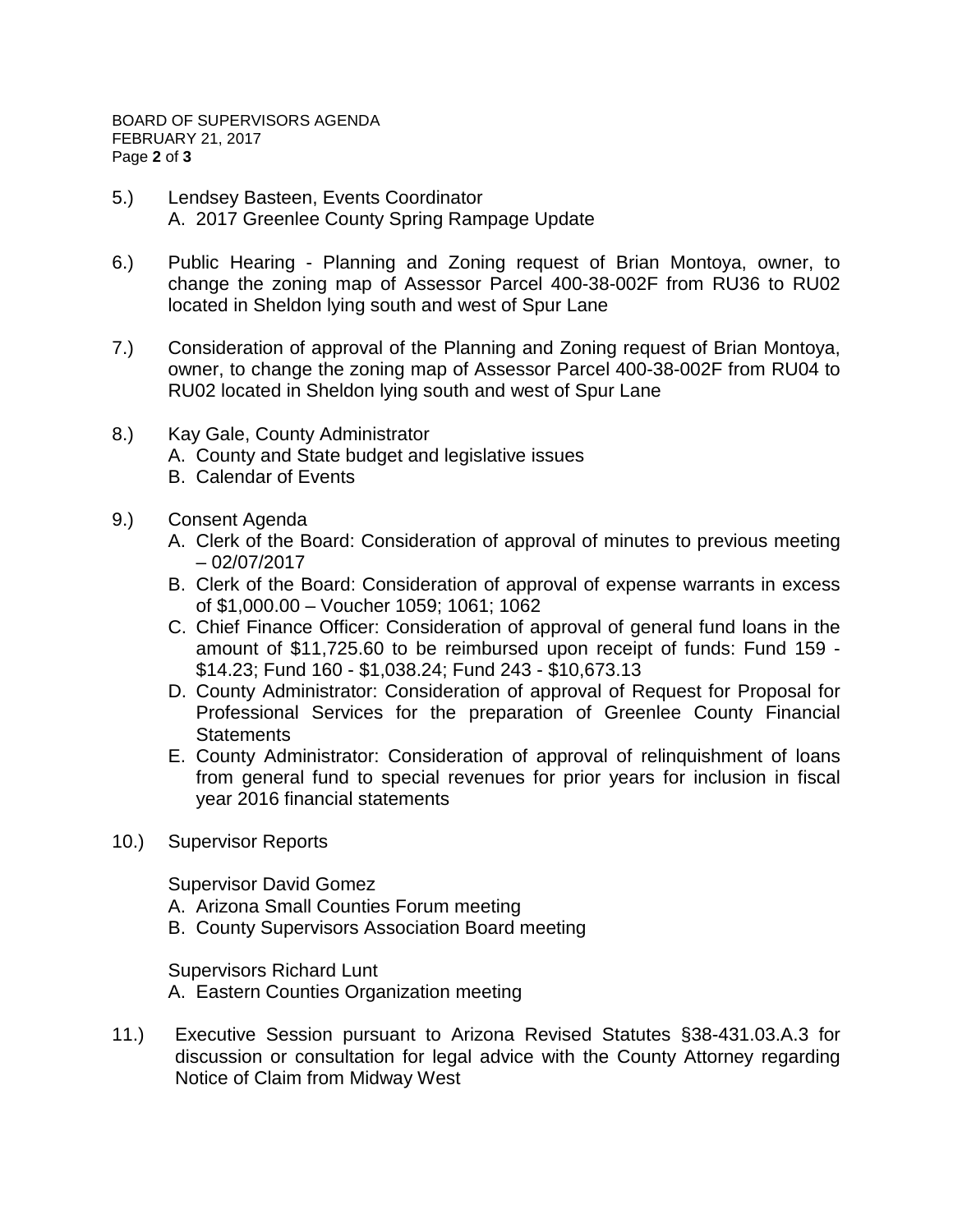5.) Lendsey Basteen, Events Coordinator
   A. 2017 Greenlee County Spring Rampage Update

6.) Public Hearing - Planning and Zoning request of Brian Montoya, owner, to change the zoning map of Assessor Parcel 400-38-002F from RU36 to RU02 located in Sheldon lying south and west of Spur Lane

7.) Consideration of approval of the Planning and Zoning request of Brian Montoya, owner, to change the zoning map of Assessor Parcel 400-38-002F from RU04 to RU02 located in Sheldon lying south and west of Spur Lane

8.) Kay Gale, County Administrator
   A. County and State budget and legislative issues
   B. Calendar of Events

9.) Consent Agenda
   A. Clerk of the Board: Consideration of approval of minutes to previous meeting – 02/07/2017
   B. Clerk of the Board: Consideration of approval of expense warrants in excess of $1,000.00 – Voucher 1059; 1061; 1062
   C. Chief Finance Officer: Consideration of approval of general fund loans in the amount of $11,725.60 to be reimbursed upon receipt of funds: Fund 159 - $14.23; Fund 160 - $1,038.24; Fund 243 - $10,673.13
   D. County Administrator: Consideration of approval of Request for Proposal for Professional Services for the preparation of Greenlee County Financial Statements
   E. County Administrator: Consideration of approval of relinquishment of loans from general fund to special revenues for prior years for inclusion in fiscal year 2016 financial statements

10.) Supervisor Reports

   Supervisor David Gomez
   A. Arizona Small Counties Forum meeting
   B. County Supervisors Association Board meeting

   Supervisors Richard Lunt
   A. Eastern Counties Organization meeting

11.) Executive Session pursuant to Arizona Revised Statutes §38-431.03.A.3 for discussion or consultation for legal advice with the County Attorney regarding Notice of Claim from Midway West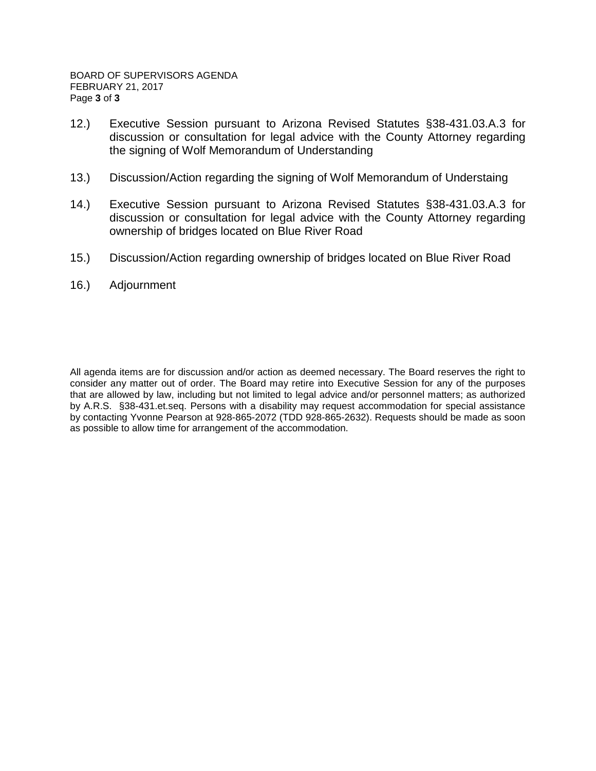12.) Executive Session pursuant to Arizona Revised Statutes §38-431.03.A.3 for discussion or consultation for legal advice with the County Attorney regarding the signing of Wolf Memorandum of Understanding

13.) Discussion/Action regarding the signing of Wolf Memorandum of Understaing

14.) Executive Session pursuant to Arizona Revised Statutes §38-431.03.A.3 for discussion or consultation for legal advice with the County Attorney regarding ownership of bridges located on Blue River Road

15.) Discussion/Action regarding ownership of bridges located on Blue River Road

16.) Adjournment

All agenda items are for discussion and/or action as deemed necessary. The Board reserves the right to consider any matter out of order. The Board may retire into Executive Session for any of the purposes that are allowed by law, including but not limited to legal advice and/or personnel matters; as authorized by A.R.S. §38-431.et.seq. Persons with a disability may request accommodation for special assistance by contacting Yvonne Pearson at 928-865-2072 (TDD 928-865-2632). Requests should be made as soon as possible to allow time for arrangement of the accommodation.